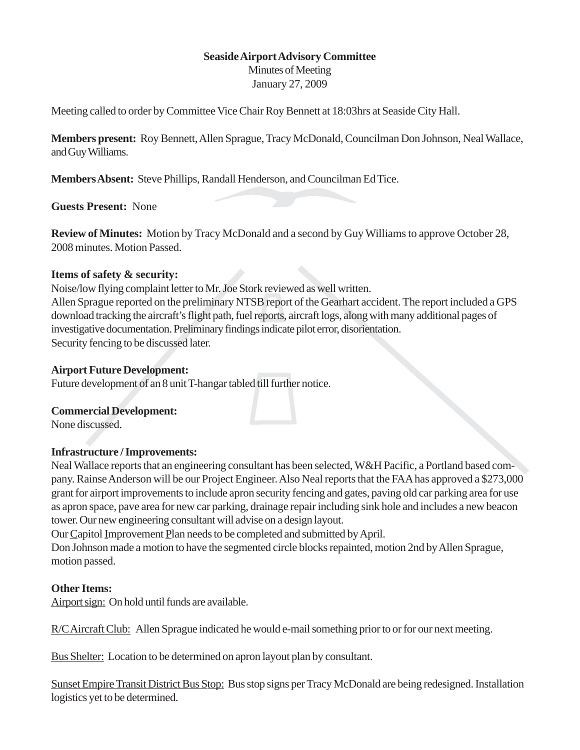**Seaside Airport Advisory Committee**

Minutes of Meeting

January 27, 2009

Meeting called to order by Committee Vice Chair Roy Bennett at 18:03hrs at Seaside City Hall.

**Members present:** Roy Bennett, Allen Sprague, Tracy McDonald, Councilman Don Johnson, Neal Wallace, and Guy Williams.

**Members Absent:** Steve Phillips, Randall Henderson, and Councilman Ed Tice.

**Guests Present:** None

**Review of Minutes:** Motion by Tracy McDonald and a second by Guy Williams to approve October 28, 2008 minutes. Motion Passed.

**Items of safety & security:**

Noise/low flying complaint letter to Mr. Joe Stork reviewed as well written.

Allen Sprague reported on the preliminary NTSB report of the Gearhart accident. The report included a GPS download tracking the aircraft's flight path, fuel reports, aircraft logs, along with many additional pages of investigative documentation. Preliminary findings indicate pilot error, disorientation.

Security fencing to be discussed later.

**Airport Future Development:**

Future development of an 8 unit T-hangar tabled till further notice.

**Commercial Development:**

None discussed.

**Infrastructure / Improvements:**

Neal Wallace reports that an engineering consultant has been selected, W&H Pacific, a Portland based company. Rainse Anderson will be our Project Engineer. Also Neal reports that the FAA has approved a $273,000 grant for airport improvements to include apron security fencing and gates, paving old car parking area for use as apron space, pave area for new car parking, drainage repair including sink hole and includes a new beacon tower. Our new engineering consultant will advise on a design layout.

Our <u>C</u>apitol <u>I</u>mprovement <u>P</u>lan needs to be completed and submitted by April.

Don Johnson made a motion to have the segmented circle blocks repainted, motion 2nd by Allen Sprague, motion passed.

**Other Items:**

<u>Airport sign:</u> On hold until funds are available.

<u>R/C Aircraft Club:</u> Allen Sprague indicated he would e-mail something prior to or for our next meeting.

<u>Bus Shelter:</u> Location to be determined on apron layout plan by consultant.

<u>Sunset Empire Transit District Bus Stop:</u> Bus stop signs per Tracy McDonald are being redesigned. Installation logistics yet to be determined.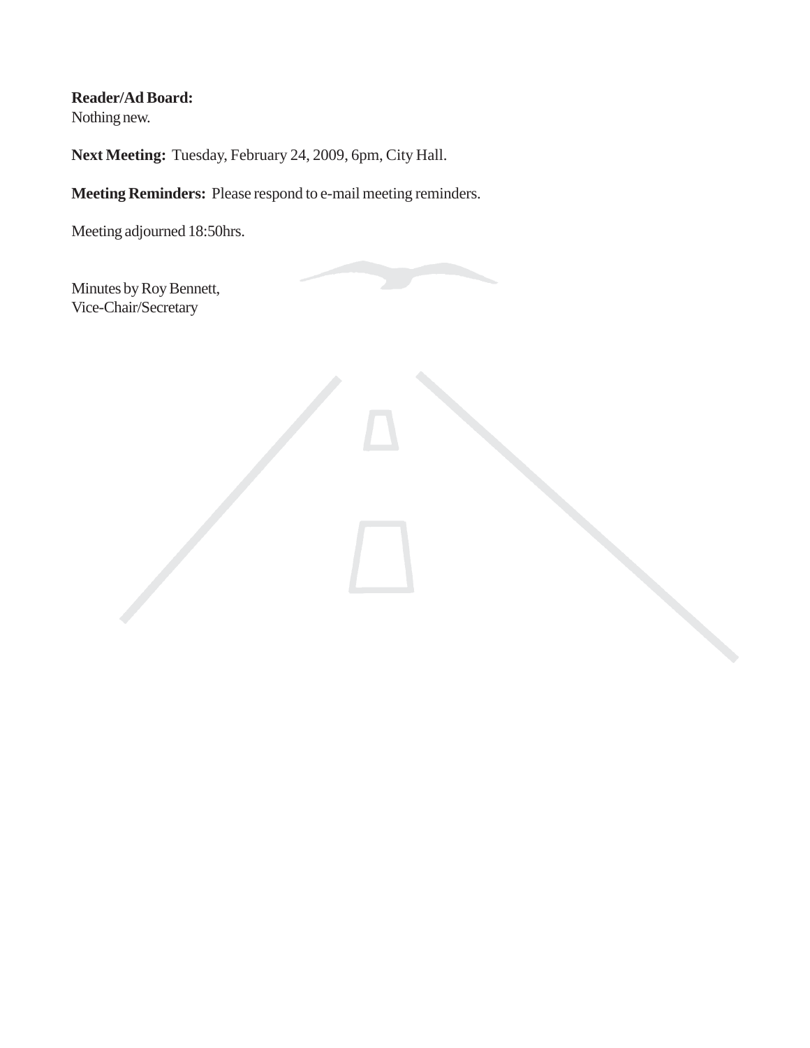**Reader/Ad Board:**
Nothing new.

**Next Meeting:** Tuesday, February 24, 2009, 6pm, City Hall.

**Meeting Reminders:** Please respond to e-mail meeting reminders.

Meeting adjourned 18:50hrs.

Minutes by Roy Bennett,
Vice-Chair/Secretary